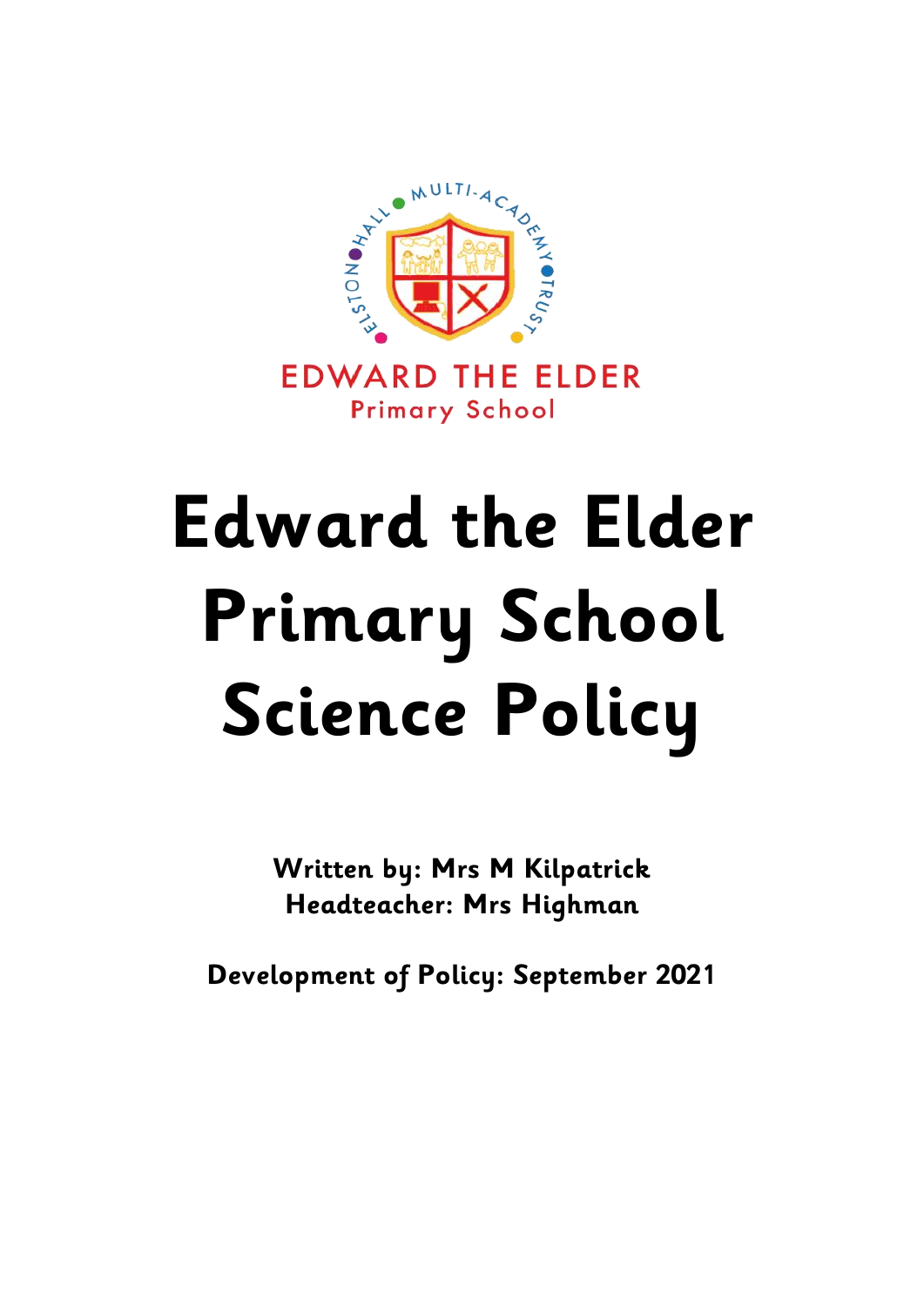EDWARD THE ELDER
Primary School

# Edward the Elder Primary School Science Policy

**Written by: Mrs M Kilpatrick**
**Headteacher: Mrs Highman**

**Development of Policy: September 2021**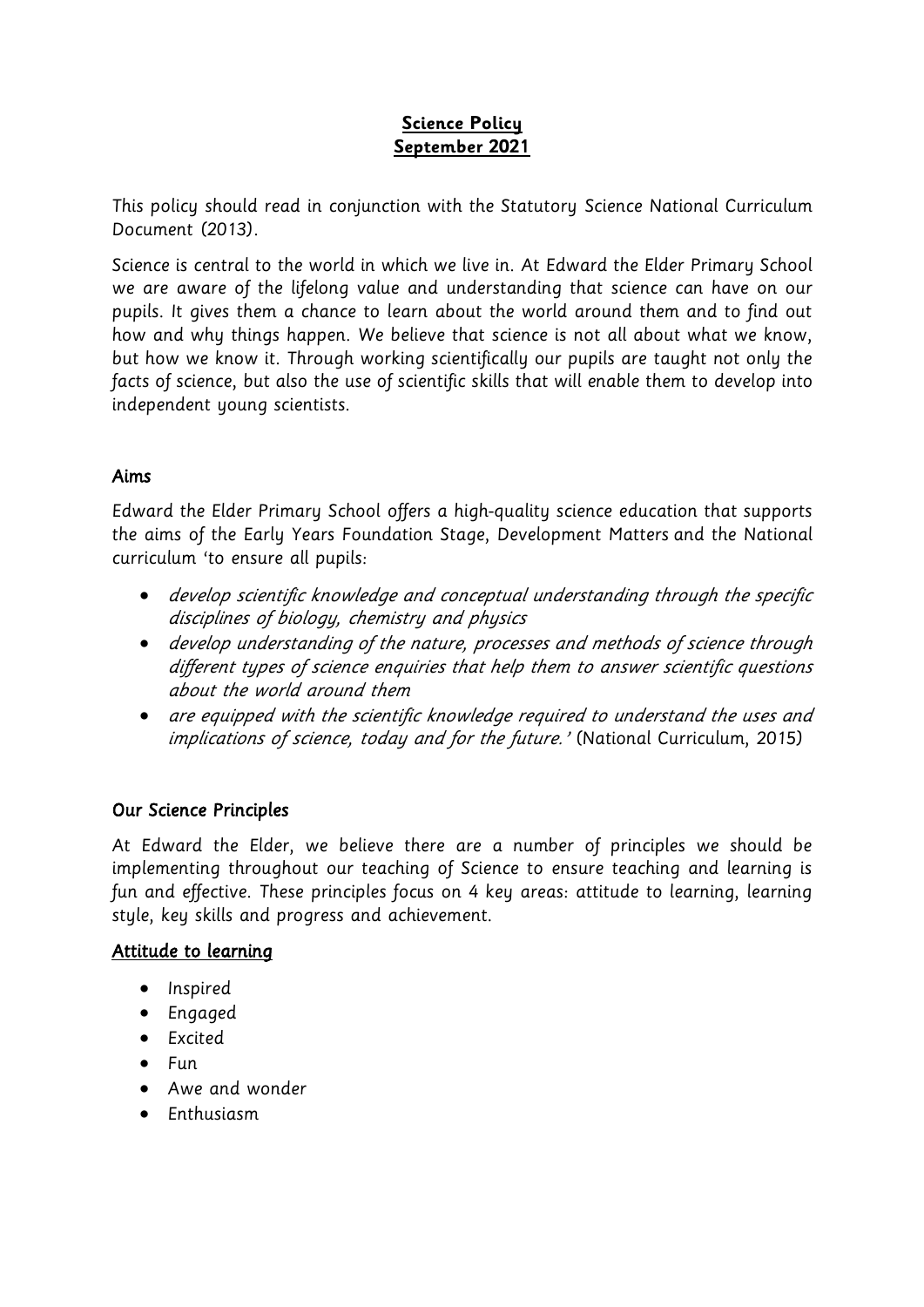# Science Policy
## September 2021

This policy should read in conjunction with the Statutory Science National Curriculum Document (2013).

Science is central to the world in which we live in. At Edward the Elder Primary School we are aware of the lifelong value and understanding that science can have on our pupils. It gives them a chance to learn about the world around them and to find out how and why things happen. We believe that science is not all about what we know, but how we know it. Through working scientifically our pupils are taught not only the facts of science, but also the use of scientific skills that will enable them to develop into independent young scientists.

## Aims

Edward the Elder Primary School offers a high-quality science education that supports the aims of the Early Years Foundation Stage, Development Matters and the National curriculum 'to ensure all pupils:

- *develop scientific knowledge and conceptual understanding through the specific disciplines of biology, chemistry and physics*
- *develop understanding of the nature, processes and methods of science through different types of science enquiries that help them to answer scientific questions about the world around them*
- *are equipped with the scientific knowledge required to understand the uses and implications of science, today and for the future.'* (National Curriculum, 2015)

## Our Science Principles

At Edward the Elder, we believe there are a number of principles we should be implementing throughout our teaching of Science to ensure teaching and learning is fun and effective. These principles focus on 4 key areas: attitude to learning, learning style, key skills and progress and achievement.

### Attitude to learning

- Inspired
- Engaged
- Excited
- Fun
- Awe and wonder
- Enthusiasm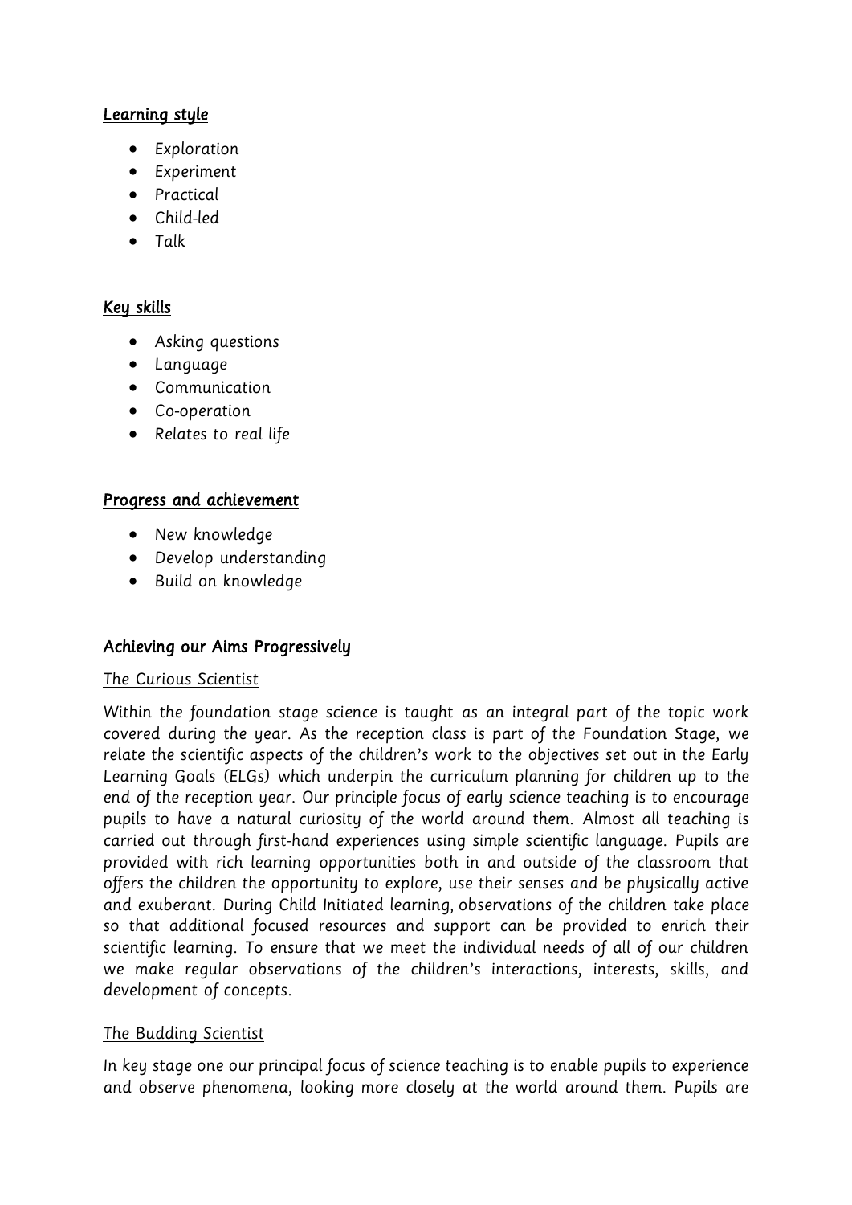## Learning style

- Exploration
- Experiment
- Practical
- Child-led
- Talk

## Key skills

- Asking questions
- Language
- Communication
- Co-operation
- Relates to real life

## Progress and achievement

- New knowledge
- Develop understanding
- Build on knowledge

## Achieving our Aims Progressively

### The Curious Scientist

Within the foundation stage science is taught as an integral part of the topic work covered during the year. As the reception class is part of the Foundation Stage, we relate the scientific aspects of the children's work to the objectives set out in the Early Learning Goals (ELGs) which underpin the curriculum planning for children up to the end of the reception year. Our principle focus of early science teaching is to encourage pupils to have a natural curiosity of the world around them. Almost all teaching is carried out through first-hand experiences using simple scientific language. Pupils are provided with rich learning opportunities both in and outside of the classroom that offers the children the opportunity to explore, use their senses and be physically active and exuberant. During Child Initiated learning, observations of the children take place so that additional focused resources and support can be provided to enrich their scientific learning. To ensure that we meet the individual needs of all of our children we make regular observations of the children's interactions, interests, skills, and development of concepts.

### The Budding Scientist

In key stage one our principal focus of science teaching is to enable pupils to experience and observe phenomena, looking more closely at the world around them. Pupils are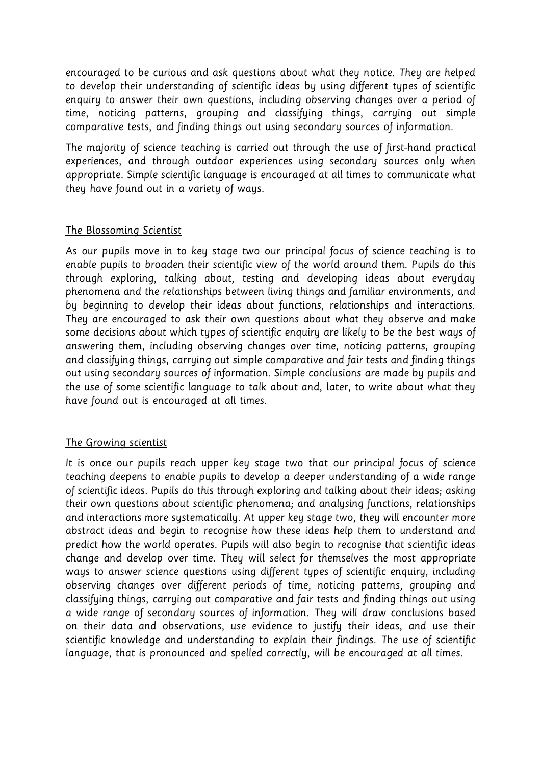encouraged to be curious and ask questions about what they notice. They are helped to develop their understanding of scientific ideas by using different types of scientific enquiry to answer their own questions, including observing changes over a period of time, noticing patterns, grouping and classifying things, carrying out simple comparative tests, and finding things out using secondary sources of information.

The majority of science teaching is carried out through the use of first-hand practical experiences, and through outdoor experiences using secondary sources only when appropriate. Simple scientific language is encouraged at all times to communicate what they have found out in a variety of ways.

## The Blossoming Scientist

As our pupils move in to key stage two our principal focus of science teaching is to enable pupils to broaden their scientific view of the world around them. Pupils do this through exploring, talking about, testing and developing ideas about everyday phenomena and the relationships between living things and familiar environments, and by beginning to develop their ideas about functions, relationships and interactions. They are encouraged to ask their own questions about what they observe and make some decisions about which types of scientific enquiry are likely to be the best ways of answering them, including observing changes over time, noticing patterns, grouping and classifying things, carrying out simple comparative and fair tests and finding things out using secondary sources of information. Simple conclusions are made by pupils and the use of some scientific language to talk about and, later, to write about what they have found out is encouraged at all times.

## The Growing scientist

It is once our pupils reach upper key stage two that our principal focus of science teaching deepens to enable pupils to develop a deeper understanding of a wide range of scientific ideas. Pupils do this through exploring and talking about their ideas; asking their own questions about scientific phenomena; and analysing functions, relationships and interactions more systematically. At upper key stage two, they will encounter more abstract ideas and begin to recognise how these ideas help them to understand and predict how the world operates. Pupils will also begin to recognise that scientific ideas change and develop over time. They will select for themselves the most appropriate ways to answer science questions using different types of scientific enquiry, including observing changes over different periods of time, noticing patterns, grouping and classifying things, carrying out comparative and fair tests and finding things out using a wide range of secondary sources of information. They will draw conclusions based on their data and observations, use evidence to justify their ideas, and use their scientific knowledge and understanding to explain their findings. The use of scientific language, that is pronounced and spelled correctly, will be encouraged at all times.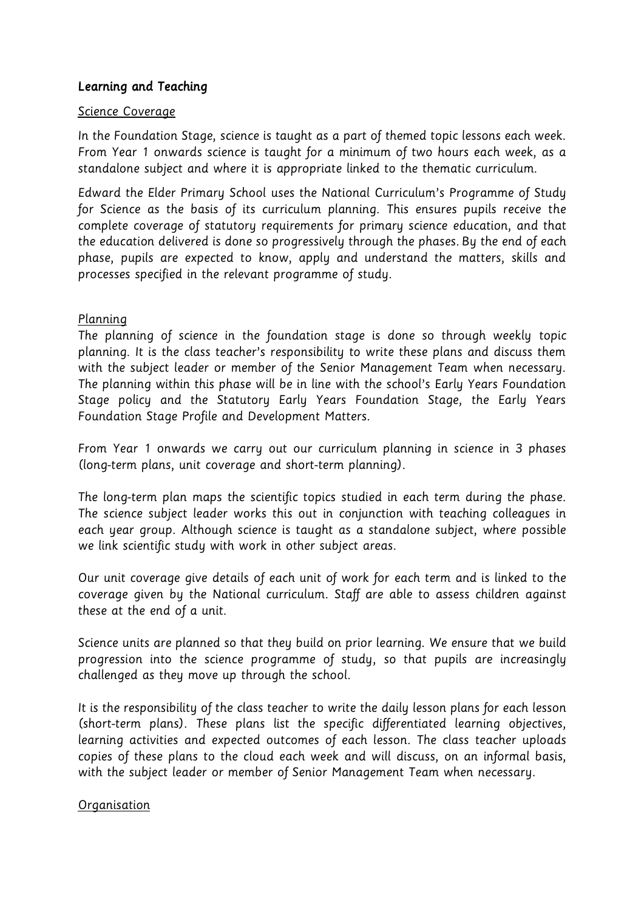## Learning and Teaching

### Science Coverage

In the Foundation Stage, science is taught as a part of themed topic lessons each week. From Year 1 onwards science is taught for a minimum of two hours each week, as a standalone subject and where it is appropriate linked to the thematic curriculum.

Edward the Elder Primary School uses the National Curriculum's Programme of Study for Science as the basis of its curriculum planning. This ensures pupils receive the complete coverage of statutory requirements for primary science education, and that the education delivered is done so progressively through the phases. By the end of each phase, pupils are expected to know, apply and understand the matters, skills and processes specified in the relevant programme of study.

### Planning

The planning of science in the foundation stage is done so through weekly topic planning. It is the class teacher's responsibility to write these plans and discuss them with the subject leader or member of the Senior Management Team when necessary. The planning within this phase will be in line with the school's Early Years Foundation Stage policy and the Statutory Early Years Foundation Stage, the Early Years Foundation Stage Profile and Development Matters.

From Year 1 onwards we carry out our curriculum planning in science in 3 phases (long-term plans, unit coverage and short-term planning).

The long-term plan maps the scientific topics studied in each term during the phase. The science subject leader works this out in conjunction with teaching colleagues in each year group. Although science is taught as a standalone subject, where possible we link scientific study with work in other subject areas.

Our unit coverage give details of each unit of work for each term and is linked to the coverage given by the National curriculum. Staff are able to assess children against these at the end of a unit.

Science units are planned so that they build on prior learning. We ensure that we build progression into the science programme of study, so that pupils are increasingly challenged as they move up through the school.

It is the responsibility of the class teacher to write the daily lesson plans for each lesson (short-term plans). These plans list the specific differentiated learning objectives, learning activities and expected outcomes of each lesson. The class teacher uploads copies of these plans to the cloud each week and will discuss, on an informal basis, with the subject leader or member of Senior Management Team when necessary.

### Organisation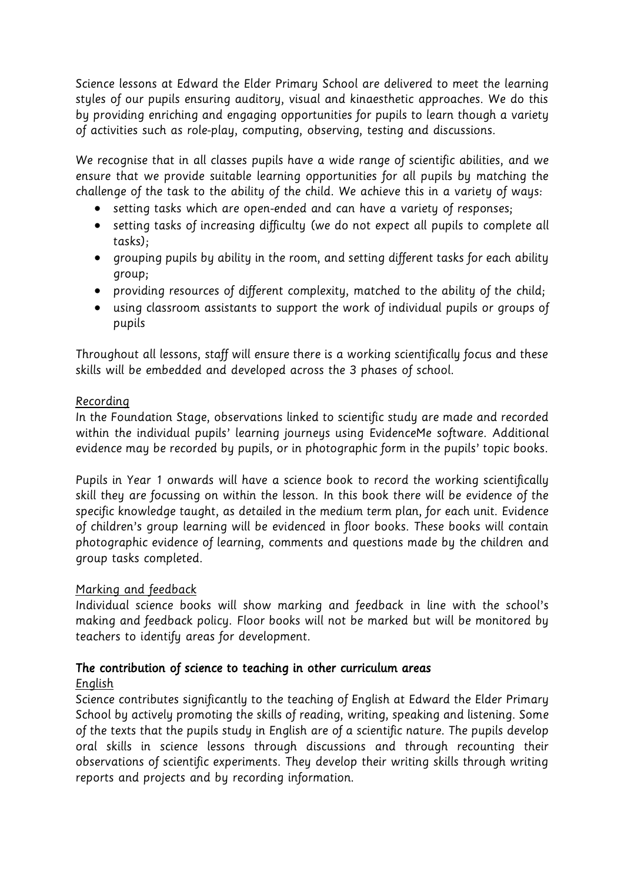Science lessons at Edward the Elder Primary School are delivered to meet the learning styles of our pupils ensuring auditory, visual and kinaesthetic approaches. We do this by providing enriching and engaging opportunities for pupils to learn though a variety of activities such as role-play, computing, observing, testing and discussions.

We recognise that in all classes pupils have a wide range of scientific abilities, and we ensure that we provide suitable learning opportunities for all pupils by matching the challenge of the task to the ability of the child. We achieve this in a variety of ways:

- setting tasks which are open-ended and can have a variety of responses;
- setting tasks of increasing difficulty (we do not expect all pupils to complete all tasks);
- grouping pupils by ability in the room, and setting different tasks for each ability group;
- providing resources of different complexity, matched to the ability of the child;
- using classroom assistants to support the work of individual pupils or groups of pupils

Throughout all lessons, staff will ensure there is a working scientifically focus and these skills will be embedded and developed across the 3 phases of school.

Recording

In the Foundation Stage, observations linked to scientific study are made and recorded within the individual pupils' learning journeys using EvidenceMe software. Additional evidence may be recorded by pupils, or in photographic form in the pupils' topic books.

Pupils in Year 1 onwards will have a science book to record the working scientifically skill they are focussing on within the lesson. In this book there will be evidence of the specific knowledge taught, as detailed in the medium term plan, for each unit. Evidence of children's group learning will be evidenced in floor books. These books will contain photographic evidence of learning, comments and questions made by the children and group tasks completed.

Marking and feedback

Individual science books will show marking and feedback in line with the school's making and feedback policy. Floor books will not be marked but will be monitored by teachers to identify areas for development.

**The contribution of science to teaching in other curriculum areas**

English

Science contributes significantly to the teaching of English at Edward the Elder Primary School by actively promoting the skills of reading, writing, speaking and listening. Some of the texts that the pupils study in English are of a scientific nature. The pupils develop oral skills in science lessons through discussions and through recounting their observations of scientific experiments. They develop their writing skills through writing reports and projects and by recording information.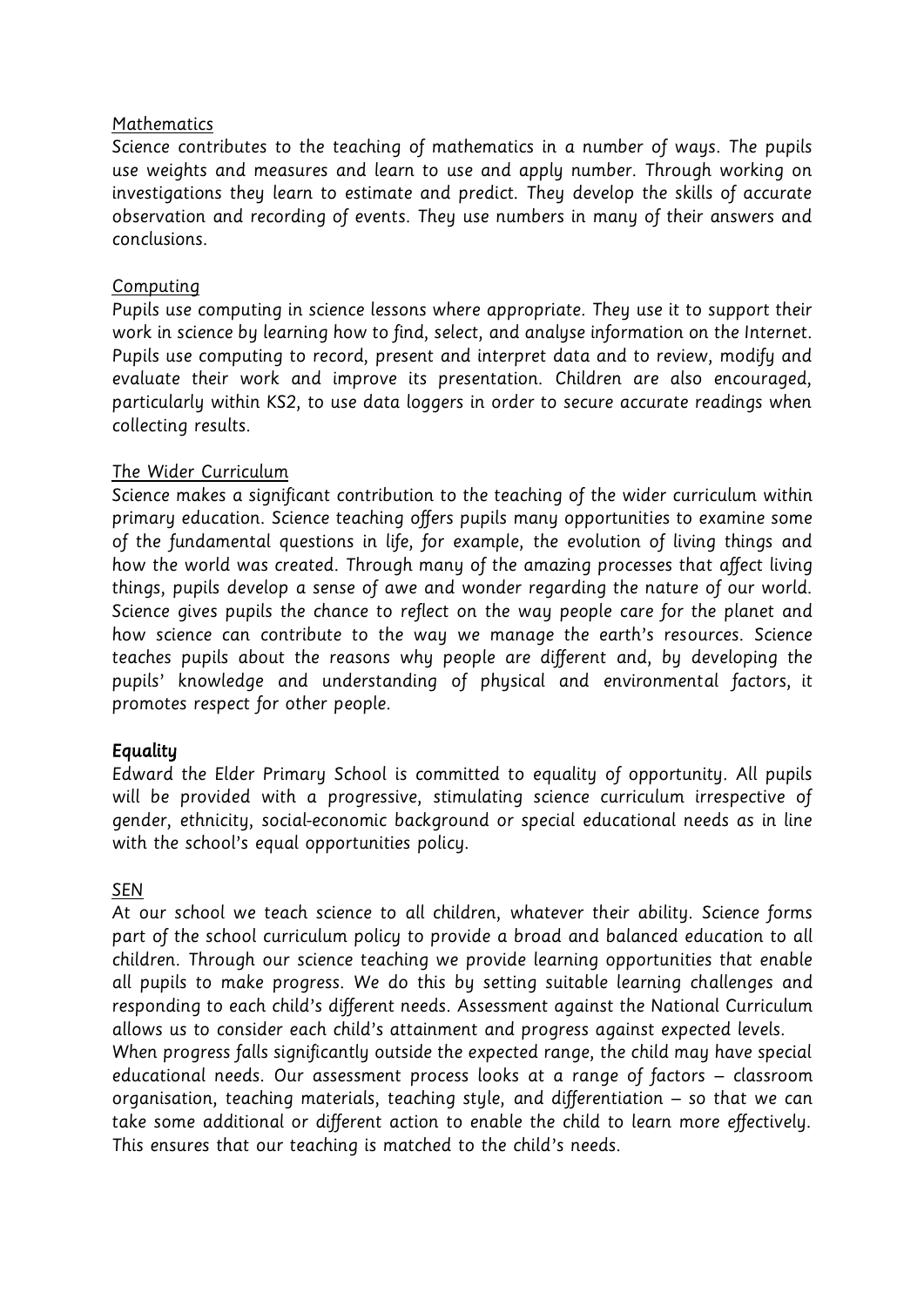Mathematics

Science contributes to the teaching of mathematics in a number of ways. The pupils use weights and measures and learn to use and apply number. Through working on investigations they learn to estimate and predict. They develop the skills of accurate observation and recording of events. They use numbers in many of their answers and conclusions.

Computing

Pupils use computing in science lessons where appropriate. They use it to support their work in science by learning how to find, select, and analyse information on the Internet. Pupils use computing to record, present and interpret data and to review, modify and evaluate their work and improve its presentation. Children are also encouraged, particularly within KS2, to use data loggers in order to secure accurate readings when collecting results.

The Wider Curriculum

Science makes a significant contribution to the teaching of the wider curriculum within primary education. Science teaching offers pupils many opportunities to examine some of the fundamental questions in life, for example, the evolution of living things and how the world was created. Through many of the amazing processes that affect living things, pupils develop a sense of awe and wonder regarding the nature of our world. Science gives pupils the chance to reflect on the way people care for the planet and how science can contribute to the way we manage the earth's resources. Science teaches pupils about the reasons why people are different and, by developing the pupils' knowledge and understanding of physical and environmental factors, it promotes respect for other people.

**Equality**

Edward the Elder Primary School is committed to equality of opportunity. All pupils will be provided with a progressive, stimulating science curriculum irrespective of gender, ethnicity, social-economic background or special educational needs as in line with the school's equal opportunities policy.

SEN

At our school we teach science to all children, whatever their ability. Science forms part of the school curriculum policy to provide a broad and balanced education to all children. Through our science teaching we provide learning opportunities that enable all pupils to make progress. We do this by setting suitable learning challenges and responding to each child's different needs. Assessment against the National Curriculum allows us to consider each child's attainment and progress against expected levels.

When progress falls significantly outside the expected range, the child may have special educational needs. Our assessment process looks at a range of factors – classroom organisation, teaching materials, teaching style, and differentiation – so that we can take some additional or different action to enable the child to learn more effectively. This ensures that our teaching is matched to the child's needs.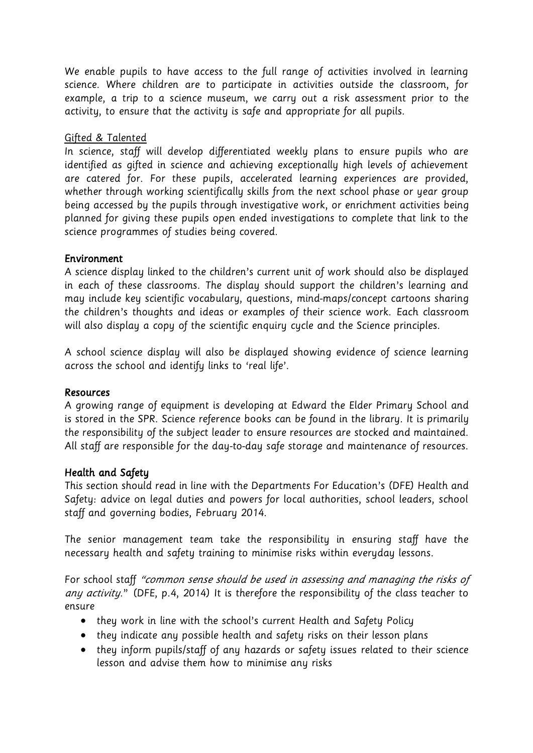We enable pupils to have access to the full range of activities involved in learning science. Where children are to participate in activities outside the classroom, for example, a trip to a science museum, we carry out a risk assessment prior to the activity, to ensure that the activity is safe and appropriate for all pupils.

Gifted & Talented

In science, staff will develop differentiated weekly plans to ensure pupils who are identified as gifted in science and achieving exceptionally high levels of achievement are catered for. For these pupils, accelerated learning experiences are provided, whether through working scientifically skills from the next school phase or year group being accessed by the pupils through investigative work, or enrichment activities being planned for giving these pupils open ended investigations to complete that link to the science programmes of studies being covered.

**Environment**

A science display linked to the children's current unit of work should also be displayed in each of these classrooms. The display should support the children's learning and may include key scientific vocabulary, questions, mind-maps/concept cartoons sharing the children's thoughts and ideas or examples of their science work. Each classroom will also display a copy of the scientific enquiry cycle and the Science principles.

A school science display will also be displayed showing evidence of science learning across the school and identify links to 'real life'.

**Resources**

A growing range of equipment is developing at Edward the Elder Primary School and is stored in the SPR. Science reference books can be found in the library. It is primarily the responsibility of the subject leader to ensure resources are stocked and maintained. All staff are responsible for the day-to-day safe storage and maintenance of resources.

**Health and Safety**

This section should read in line with the Departments For Education's (DFE) Health and Safety: advice on legal duties and powers for local authorities, school leaders, school staff and governing bodies, February 2014.

The senior management team take the responsibility in ensuring staff have the necessary health and safety training to minimise risks within everyday lessons.

For school staff *"common sense should be used in assessing and managing the risks of any activity."* (DFE, p.4, 2014) It is therefore the responsibility of the class teacher to ensure

- they work in line with the school's current Health and Safety Policy
- they indicate any possible health and safety risks on their lesson plans
- they inform pupils/staff of any hazards or safety issues related to their science lesson and advise them how to minimise any risks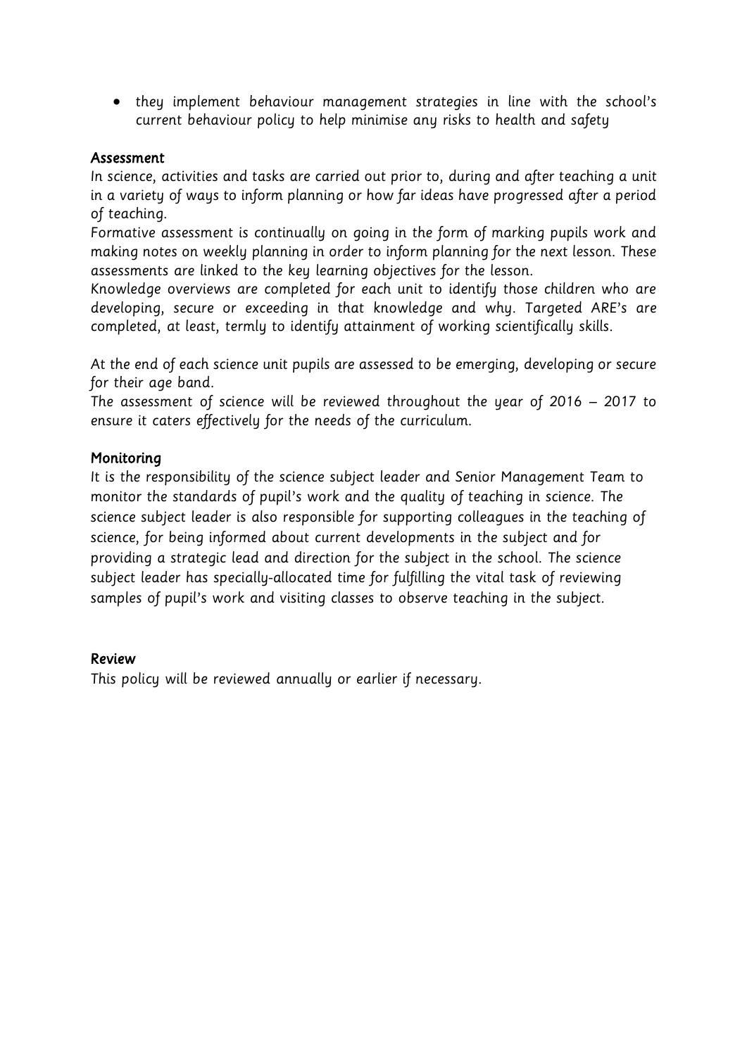- they implement behaviour management strategies in line with the school's current behaviour policy to help minimise any risks to health and safety

## Assessment

In science, activities and tasks are carried out prior to, during and after teaching a unit in a variety of ways to inform planning or how far ideas have progressed after a period of teaching.

Formative assessment is continually on going in the form of marking pupils work and making notes on weekly planning in order to inform planning for the next lesson. These assessments are linked to the key learning objectives for the lesson.

Knowledge overviews are completed for each unit to identify those children who are developing, secure or exceeding in that knowledge and why. Targeted ARE's are completed, at least, termly to identify attainment of working scientifically skills.

At the end of each science unit pupils are assessed to be emerging, developing or secure for their age band.

The assessment of science will be reviewed throughout the year of 2016 – 2017 to ensure it caters effectively for the needs of the curriculum.

## Monitoring

It is the responsibility of the science subject leader and Senior Management Team to monitor the standards of pupil's work and the quality of teaching in science. The science subject leader is also responsible for supporting colleagues in the teaching of science, for being informed about current developments in the subject and for providing a strategic lead and direction for the subject in the school. The science subject leader has specially-allocated time for fulfilling the vital task of reviewing samples of pupil's work and visiting classes to observe teaching in the subject.

## Review

This policy will be reviewed annually or earlier if necessary.